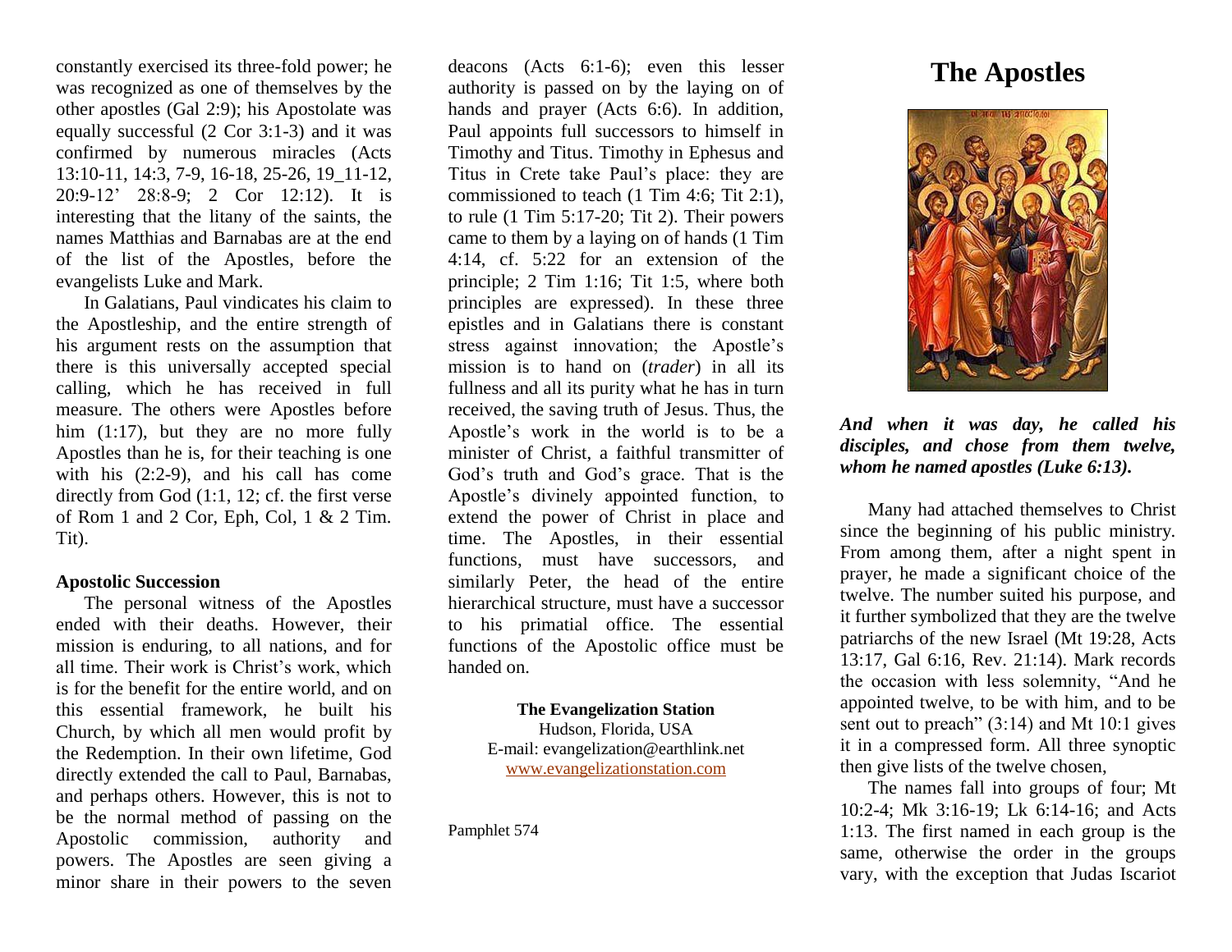constantly exercised its three-fold power; he was recognized as one of themselves by the other apostles (Gal 2:9); his Apostolate was equally successful (2 Cor 3:1-3) and it was confirmed by numerous miracles (Acts 13:10-11, 14:3, 7-9, 16-18, 25-26, 19_11-12, 20:9-12' 28:8-9; 2 Cor 12:12). It is interesting that the litany of the saints, the names Matthias and Barnabas are at the end of the list of the Apostles, before the evangelists Luke and Mark.

In Galatians, Paul vindicates his claim to the Apostleship, and the entire strength of his argument rests on the assumption that there is this universally accepted special calling, which he has received in full measure. The others were Apostles before him (1:17), but they are no more fully Apostles than he is, for their teaching is one with his (2:2-9), and his call has come directly from God (1:1, 12; cf. the first verse of Rom 1 and 2 Cor, Eph, Col, 1 & 2 Tim. Tit).

**Apostolic Succession**

The personal witness of the Apostles ended with their deaths. However, their mission is enduring, to all nations, and for all time. Their work is Christ's work, which is for the benefit for the entire world, and on this essential framework, he built his Church, by which all men would profit by the Redemption. In their own lifetime, God directly extended the call to Paul, Barnabas, and perhaps others. However, this is not to be the normal method of passing on the Apostolic commission, authority and powers. The Apostles are seen giving a minor share in their powers to the seven deacons (Acts 6:1-6); even this lesser authority is passed on by the laying on of hands and prayer (Acts 6:6). In addition, Paul appoints full successors to himself in Timothy and Titus. Timothy in Ephesus and Titus in Crete take Paul's place: they are commissioned to teach (1 Tim 4:6; Tit 2:1), to rule (1 Tim 5:17-20; Tit 2). Their powers came to them by a laying on of hands (1 Tim 4:14, cf. 5:22 for an extension of the principle; 2 Tim 1:16; Tit 1:5, where both principles are expressed). In these three epistles and in Galatians there is constant stress against innovation; the Apostle's mission is to hand on (*trader*) in all its fullness and all its purity what he has in turn received, the saving truth of Jesus. Thus, the Apostle's work in the world is to be a minister of Christ, a faithful transmitter of God's truth and God's grace. That is the Apostle's divinely appointed function, to extend the power of Christ in place and time. The Apostles, in their essential functions, must have successors, and similarly Peter, the head of the entire hierarchical structure, must have a successor to his primatial office. The essential functions of the Apostolic office must be handed on.

**The Evangelization Station**
Hudson, Florida, USA
E-mail: evangelization@earthlink.net
www.evangelizationstation.com

Pamphlet 574

# The Apostles

***And when it was day, he called his disciples, and chose from them twelve, whom he named apostles (Luke 6:13).***

Many had attached themselves to Christ since the beginning of his public ministry. From among them, after a night spent in prayer, he made a significant choice of the twelve. The number suited his purpose, and it further symbolized that they are the twelve patriarchs of the new Israel (Mt 19:28, Acts 13:17, Gal 6:16, Rev. 21:14). Mark records the occasion with less solemnity, "And he appointed twelve, to be with him, and to be sent out to preach" (3:14) and Mt 10:1 gives it in a compressed form. All three synoptic then give lists of the twelve chosen,

The names fall into groups of four; Mt 10:2-4; Mk 3:16-19; Lk 6:14-16; and Acts 1:13. The first named in each group is the same, otherwise the order in the groups vary, with the exception that Judas Iscariot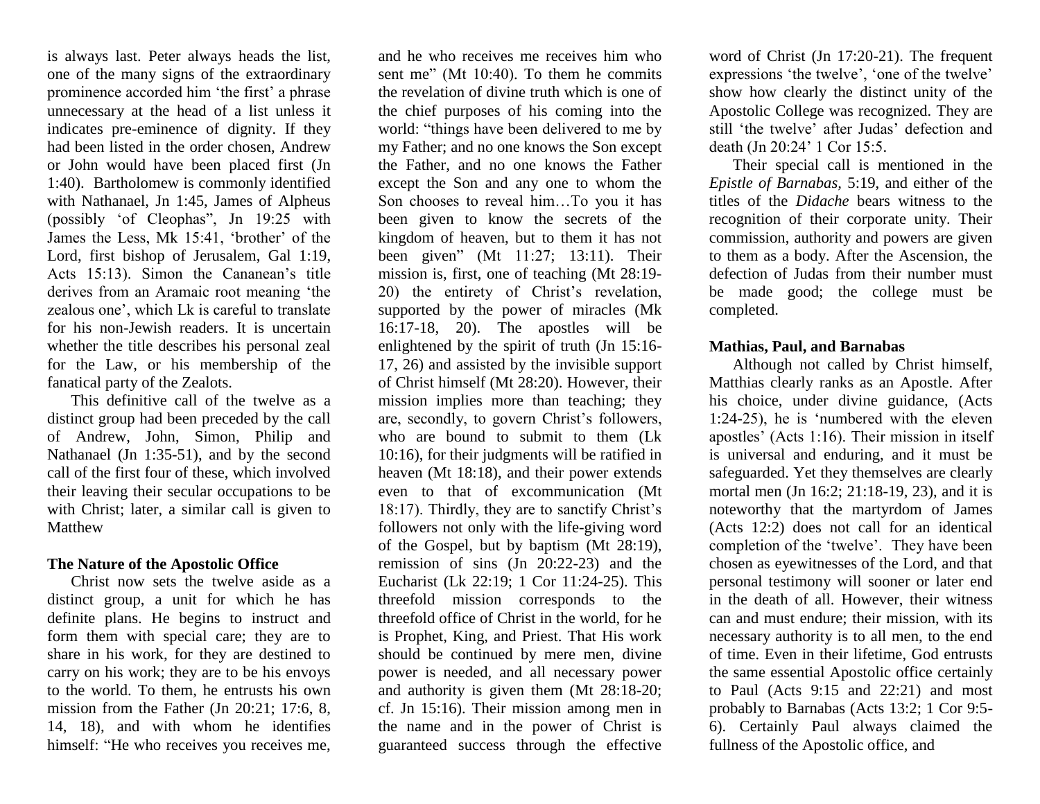is always last. Peter always heads the list, one of the many signs of the extraordinary prominence accorded him 'the first' a phrase unnecessary at the head of a list unless it indicates pre-eminence of dignity. If they had been listed in the order chosen, Andrew or John would have been placed first (Jn 1:40). Bartholomew is commonly identified with Nathanael, Jn 1:45, James of Alpheus (possibly 'of Cleophas", Jn 19:25 with James the Less, Mk 15:41, 'brother' of the Lord, first bishop of Jerusalem, Gal 1:19, Acts 15:13). Simon the Cananean's title derives from an Aramaic root meaning 'the zealous one', which Lk is careful to translate for his non-Jewish readers. It is uncertain whether the title describes his personal zeal for the Law, or his membership of the fanatical party of the Zealots.

This definitive call of the twelve as a distinct group had been preceded by the call of Andrew, John, Simon, Philip and Nathanael (Jn 1:35-51), and by the second call of the first four of these, which involved their leaving their secular occupations to be with Christ; later, a similar call is given to Matthew

**The Nature of the Apostolic Office**

Christ now sets the twelve aside as a distinct group, a unit for which he has definite plans. He begins to instruct and form them with special care; they are to share in his work, for they are destined to carry on his work; they are to be his envoys to the world. To them, he entrusts his own mission from the Father (Jn 20:21; 17:6, 8, 14, 18), and with whom he identifies himself: "He who receives you receives me, and he who receives me receives him who sent me" (Mt 10:40). To them he commits the revelation of divine truth which is one of the chief purposes of his coming into the world: "things have been delivered to me by my Father; and no one knows the Son except the Father, and no one knows the Father except the Son and any one to whom the Son chooses to reveal him…To you it has been given to know the secrets of the kingdom of heaven, but to them it has not been given" (Mt 11:27; 13:11). Their mission is, first, one of teaching (Mt 28:19-20) the entirety of Christ's revelation, supported by the power of miracles (Mk 16:17-18, 20). The apostles will be enlightened by the spirit of truth (Jn 15:16-17, 26) and assisted by the invisible support of Christ himself (Mt 28:20). However, their mission implies more than teaching; they are, secondly, to govern Christ's followers, who are bound to submit to them (Lk 10:16), for their judgments will be ratified in heaven (Mt 18:18), and their power extends even to that of excommunication (Mt 18:17). Thirdly, they are to sanctify Christ's followers not only with the life-giving word of the Gospel, but by baptism (Mt 28:19), remission of sins (Jn 20:22-23) and the Eucharist (Lk 22:19; 1 Cor 11:24-25). This threefold mission corresponds to the threefold office of Christ in the world, for he is Prophet, King, and Priest. That His work should be continued by mere men, divine power is needed, and all necessary power and authority is given them (Mt 28:18-20; cf. Jn 15:16). Their mission among men in the name and in the power of Christ is guaranteed success through the effective word of Christ (Jn 17:20-21). The frequent expressions 'the twelve', 'one of the twelve' show how clearly the distinct unity of the Apostolic College was recognized. They are still 'the twelve' after Judas' defection and death (Jn 20:24' 1 Cor 15:5.

Their special call is mentioned in the *Epistle of Barnabas,* 5:19, and either of the titles of the *Didache* bears witness to the recognition of their corporate unity. Their commission, authority and powers are given to them as a body. After the Ascension, the defection of Judas from their number must be made good; the college must be completed.

**Mathias, Paul, and Barnabas**

Although not called by Christ himself, Matthias clearly ranks as an Apostle. After his choice, under divine guidance, (Acts 1:24-25), he is 'numbered with the eleven apostles' (Acts 1:16). Their mission in itself is universal and enduring, and it must be safeguarded. Yet they themselves are clearly mortal men (Jn 16:2; 21:18-19, 23), and it is noteworthy that the martyrdom of James (Acts 12:2) does not call for an identical completion of the 'twelve'. They have been chosen as eyewitnesses of the Lord, and that personal testimony will sooner or later end in the death of all. However, their witness can and must endure; their mission, with its necessary authority is to all men, to the end of time. Even in their lifetime, God entrusts the same essential Apostolic office certainly to Paul (Acts 9:15 and 22:21) and most probably to Barnabas (Acts 13:2; 1 Cor 9:5-6). Certainly Paul always claimed the fullness of the Apostolic office, and